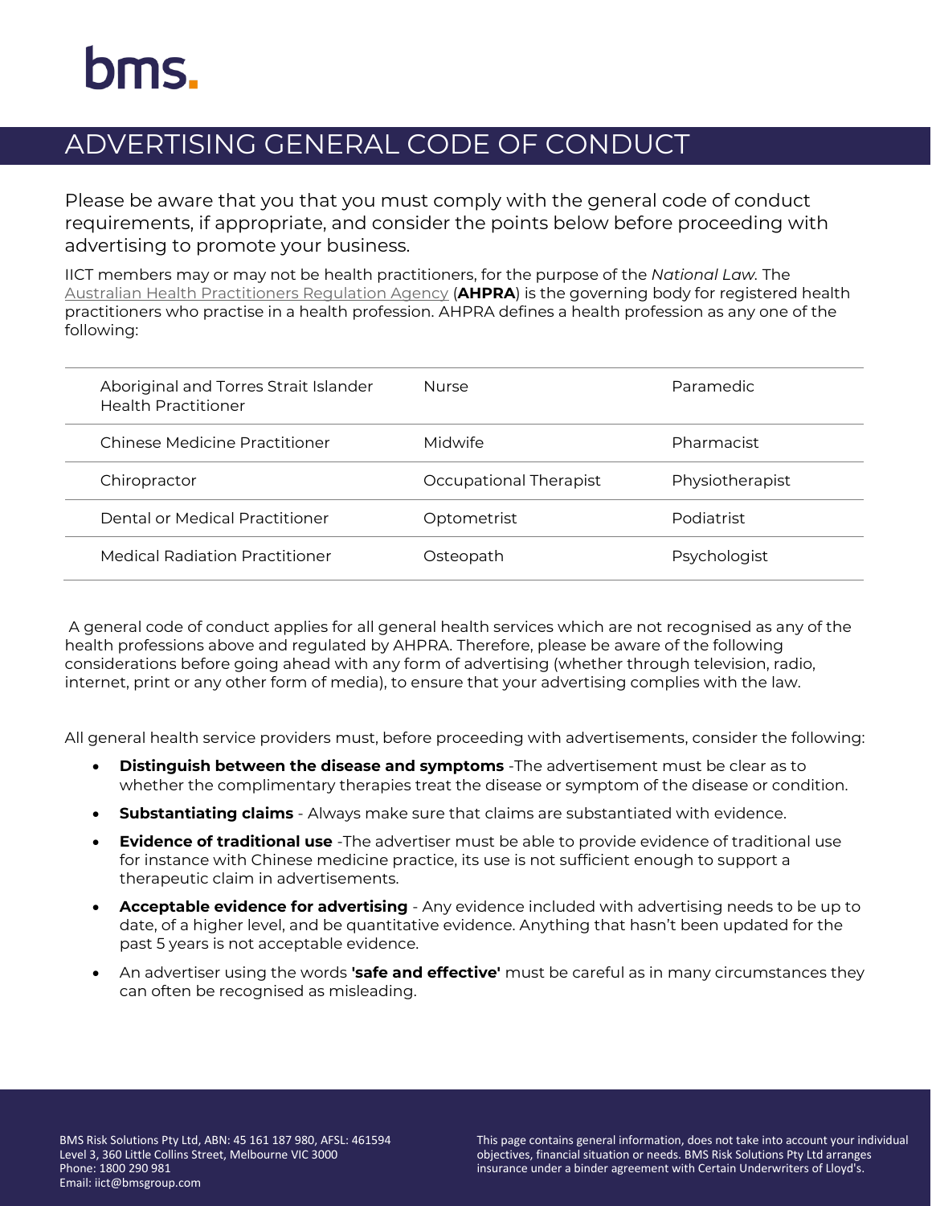bms.

# ADVERTISING GENERAL CODE OF CONDUCT

Please be aware that you that you must comply with the general code of conduct requirements, if appropriate, and consider the points below before proceeding with advertising to promote your business.

IICT members may or may not be health practitioners, for the purpose of the *National Law.* The Australian Health Practitioners Regulation Agency (**AHPRA**) is the governing body for registered health practitioners who practise in a health profession. AHPRA defines a health profession as any one of the following:

| | | |
|---|---|---|
| Aboriginal and Torres Strait Islander Health Practitioner | Nurse | Paramedic |
| Chinese Medicine Practitioner | Midwife | Pharmacist |
| Chiropractor | Occupational Therapist | Physiotherapist |
| Dental or Medical Practitioner | Optometrist | Podiatrist |
| Medical Radiation Practitioner | Osteopath | Psychologist |

A general code of conduct applies for all general health services which are not recognised as any of the health professions above and regulated by AHPRA. Therefore, please be aware of the following considerations before going ahead with any form of advertising (whether through television, radio, internet, print or any other form of media), to ensure that your advertising complies with the law.

All general health service providers must, before proceeding with advertisements, consider the following:

- **Distinguish between the disease and symptoms** -The advertisement must be clear as to whether the complimentary therapies treat the disease or symptom of the disease or condition.
- **Substantiating claims** - Always make sure that claims are substantiated with evidence.
- **Evidence of traditional use** -The advertiser must be able to provide evidence of traditional use for instance with Chinese medicine practice, its use is not sufficient enough to support a therapeutic claim in advertisements.
- **Acceptable evidence for advertising** - Any evidence included with advertising needs to be up to date, of a higher level, and be quantitative evidence. Anything that hasn't been updated for the past 5 years is not acceptable evidence.
- An advertiser using the words **'safe and effective'** must be careful as in many circumstances they can often be recognised as misleading.

BMS Risk Solutions Pty Ltd, ABN: 45 161 187 980, AFSL: 461594
Level 3, 360 Little Collins Street, Melbourne VIC 3000
Phone: 1800 290 981
Email: iict@bmsgroup.com

This page contains general information, does not take into account your individual objectives, financial situation or needs. BMS Risk Solutions Pty Ltd arranges insurance under a binder agreement with Certain Underwriters of Lloyd's.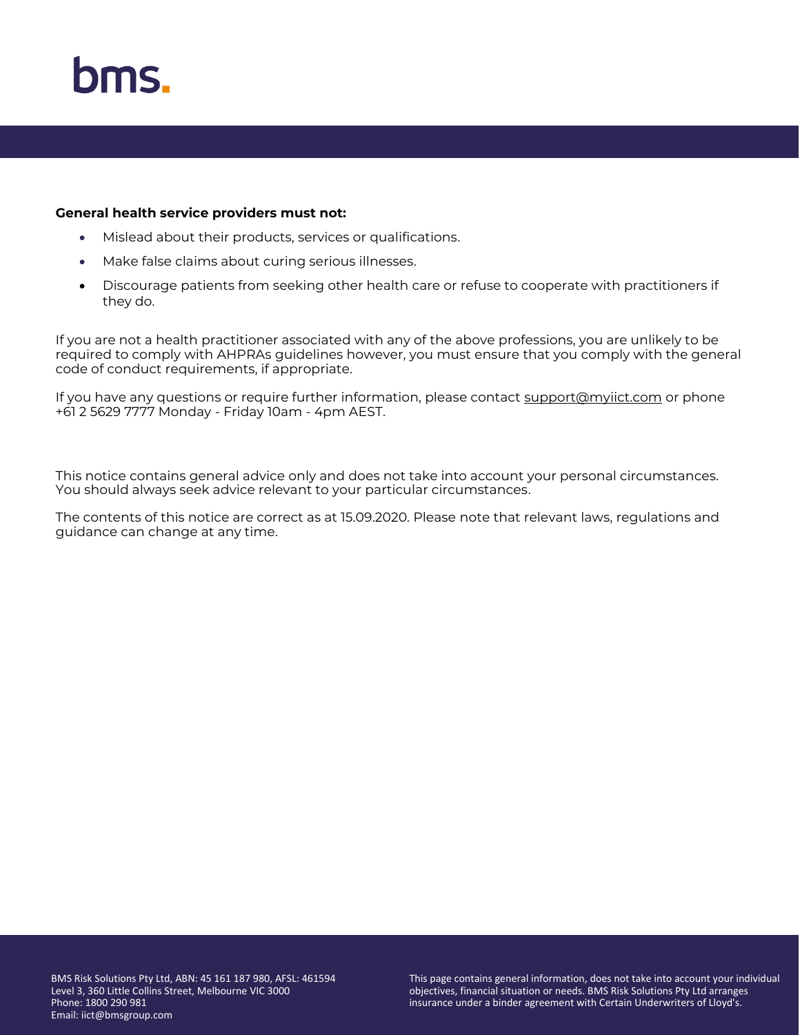**General health service providers must not:**

- Mislead about their products, services or qualifications.
- Make false claims about curing serious illnesses.
- Discourage patients from seeking other health care or refuse to cooperate with practitioners if they do.

If you are not a health practitioner associated with any of the above professions, you are unlikely to be required to comply with AHPRAs guidelines however, you must ensure that you comply with the general code of conduct requirements, if appropriate.

If you have any questions or require further information, please contact support@myiict.com or phone +61 2 5629 7777 Monday - Friday 10am - 4pm AEST.

This notice contains general advice only and does not take into account your personal circumstances. You should always seek advice relevant to your particular circumstances.

The contents of this notice are correct as at 15.09.2020. Please note that relevant laws, regulations and guidance can change at any time.

BMS Risk Solutions Pty Ltd, ABN: 45 161 187 980, AFSL: 461594
Level 3, 360 Little Collins Street, Melbourne VIC 3000
Phone: 1800 290 981
Email: iict@bmsgroup.com

This page contains general information, does not take into account your individual objectives, financial situation or needs. BMS Risk Solutions Pty Ltd arranges insurance under a binder agreement with Certain Underwriters of Lloyd's.